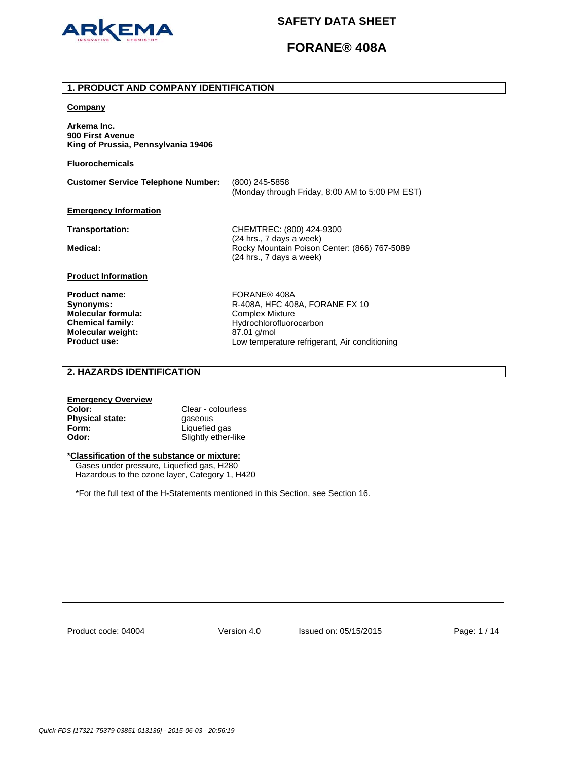# SAFETY DATA SHEET

# FORANE® 408A

## 1. PRODUCT AND COMPANY IDENTIFICATION

**Company**

**Arkema Inc.**
**900 First Avenue**
**King of Prussia, Pennsylvania 19406**

**Fluorochemicals**

**Customer Service Telephone Number:** (800) 245-5858
(Monday through Friday, 8:00 AM to 5:00 PM EST)

**Emergency Information**

**Transportation:** CHEMTREC: (800) 424-9300
(24 hrs., 7 days a week)

**Medical:** Rocky Mountain Poison Center: (866) 767-5089
(24 hrs., 7 days a week)

**Product Information**

| | |
|---|---|
| **Product name:** | FORANE® 408A |
| **Synonyms:** | R-408A, HFC 408A, FORANE FX 10 |
| **Molecular formula:** | Complex Mixture |
| **Chemical family:** | Hydrochlorofluorocarbon |
| **Molecular weight:** | 87.01 g/mol |
| **Product use:** | Low temperature refrigerant, Air conditioning |

## 2. HAZARDS IDENTIFICATION

**Emergency Overview**

| | |
|---|---|
| **Color:** | Clear - colourless |
| **Physical state:** | gaseous |
| **Form:** | Liquefied gas |
| **Odor:** | Slightly ether-like |

**\*Classification of the substance or mixture:**

Gases under pressure, Liquefied gas, H280
Hazardous to the ozone layer, Category 1, H420

*For the full text of the H-Statements mentioned in this Section, see Section 16.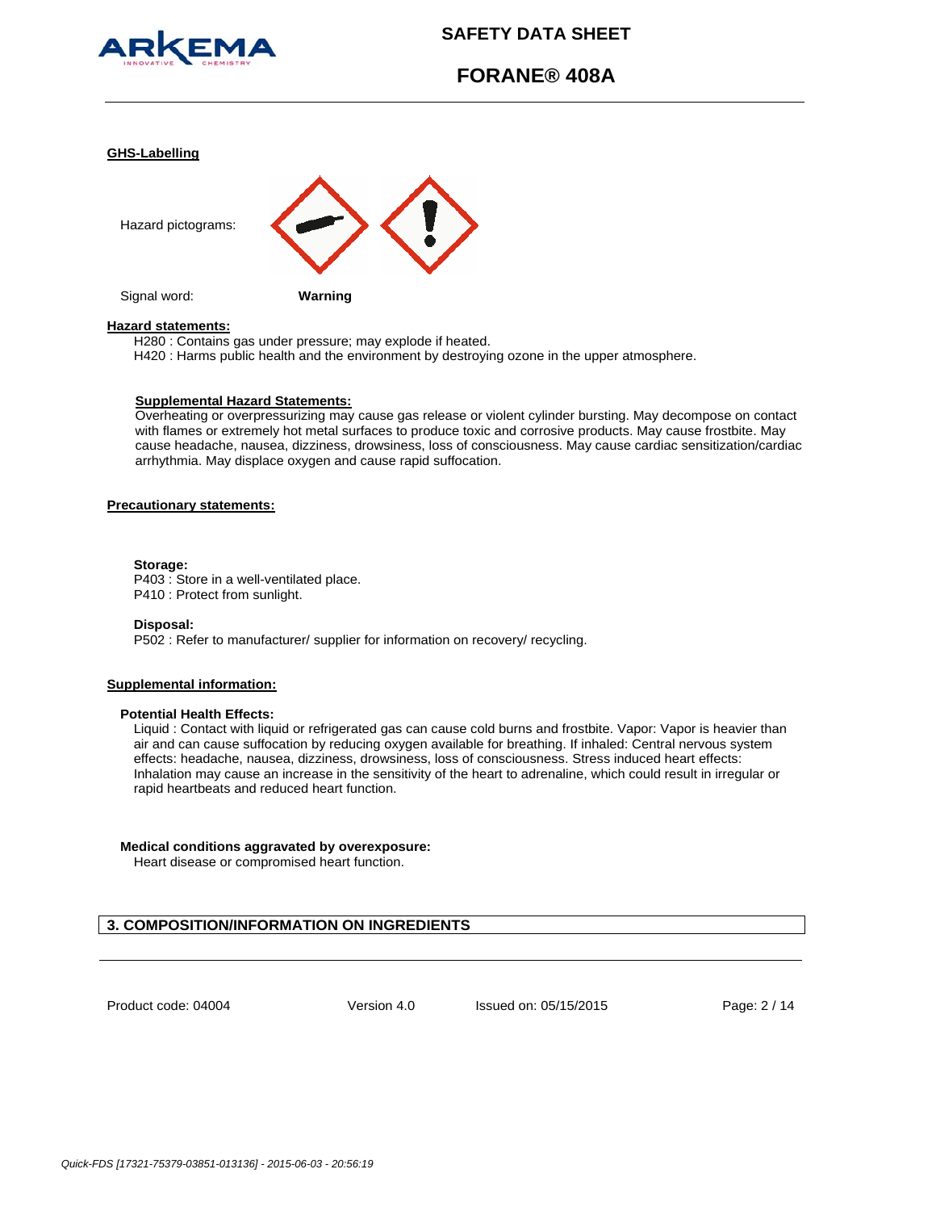**GHS-Labelling**

Hazard pictograms:

Signal word: **Warning**

**Hazard statements:**

H280 : Contains gas under pressure; may explode if heated.
H420 : Harms public health and the environment by destroying ozone in the upper atmosphere.

**Supplemental Hazard Statements:**

Overheating or overpressurizing may cause gas release or violent cylinder bursting. May decompose on contact with flames or extremely hot metal surfaces to produce toxic and corrosive products. May cause frostbite. May cause headache, nausea, dizziness, drowsiness, loss of consciousness. May cause cardiac sensitization/cardiac arrhythmia. May displace oxygen and cause rapid suffocation.

**Precautionary statements:**

**Storage:**

P403 : Store in a well-ventilated place.
P410 : Protect from sunlight.

**Disposal:**

P502 : Refer to manufacturer/ supplier for information on recovery/ recycling.

**Supplemental information:**

**Potential Health Effects:**

Liquid : Contact with liquid or refrigerated gas can cause cold burns and frostbite. Vapor: Vapor is heavier than air and can cause suffocation by reducing oxygen available for breathing. If inhaled: Central nervous system effects: headache, nausea, dizziness, drowsiness, loss of consciousness. Stress induced heart effects: Inhalation may cause an increase in the sensitivity of the heart to adrenaline, which could result in irregular or rapid heartbeats and reduced heart function.

**Medical conditions aggravated by overexposure:**

Heart disease or compromised heart function.

## 3. COMPOSITION/INFORMATION ON INGREDIENTS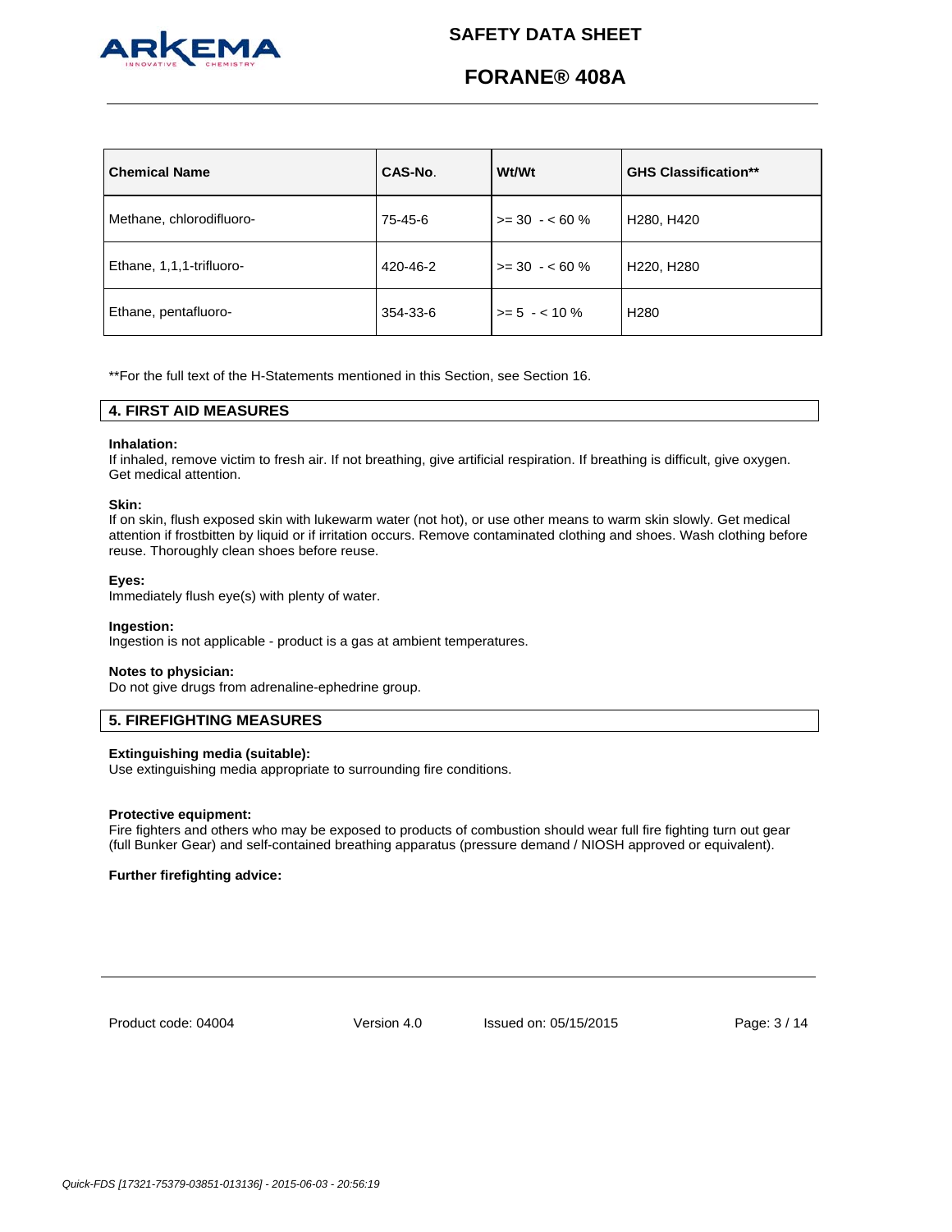| Chemical Name | CAS-No. | Wt/Wt | GHS Classification** |
| --- | --- | --- | --- |
| Methane, chlorodifluoro- | 75-45-6 | >= 30 - < 60 % | H280, H420 |
| Ethane, 1,1,1-trifluoro- | 420-46-2 | >= 30 - < 60 % | H220, H280 |
| Ethane, pentafluoro- | 354-33-6 | >= 5 - < 10 % | H280 |

**For the full text of the H-Statements mentioned in this Section, see Section 16.

## 4. FIRST AID MEASURES

**Inhalation:**
If inhaled, remove victim to fresh air. If not breathing, give artificial respiration. If breathing is difficult, give oxygen. Get medical attention.

**Skin:**
If on skin, flush exposed skin with lukewarm water (not hot), or use other means to warm skin slowly. Get medical attention if frostbitten by liquid or if irritation occurs. Remove contaminated clothing and shoes. Wash clothing before reuse. Thoroughly clean shoes before reuse.

**Eyes:**
Immediately flush eye(s) with plenty of water.

**Ingestion:**
Ingestion is not applicable - product is a gas at ambient temperatures.

**Notes to physician:**
Do not give drugs from adrenaline-ephedrine group.

## 5. FIREFIGHTING MEASURES

**Extinguishing media (suitable):**
Use extinguishing media appropriate to surrounding fire conditions.

**Protective equipment:**
Fire fighters and others who may be exposed to products of combustion should wear full fire fighting turn out gear (full Bunker Gear) and self-contained breathing apparatus (pressure demand / NIOSH approved or equivalent).

**Further firefighting advice:**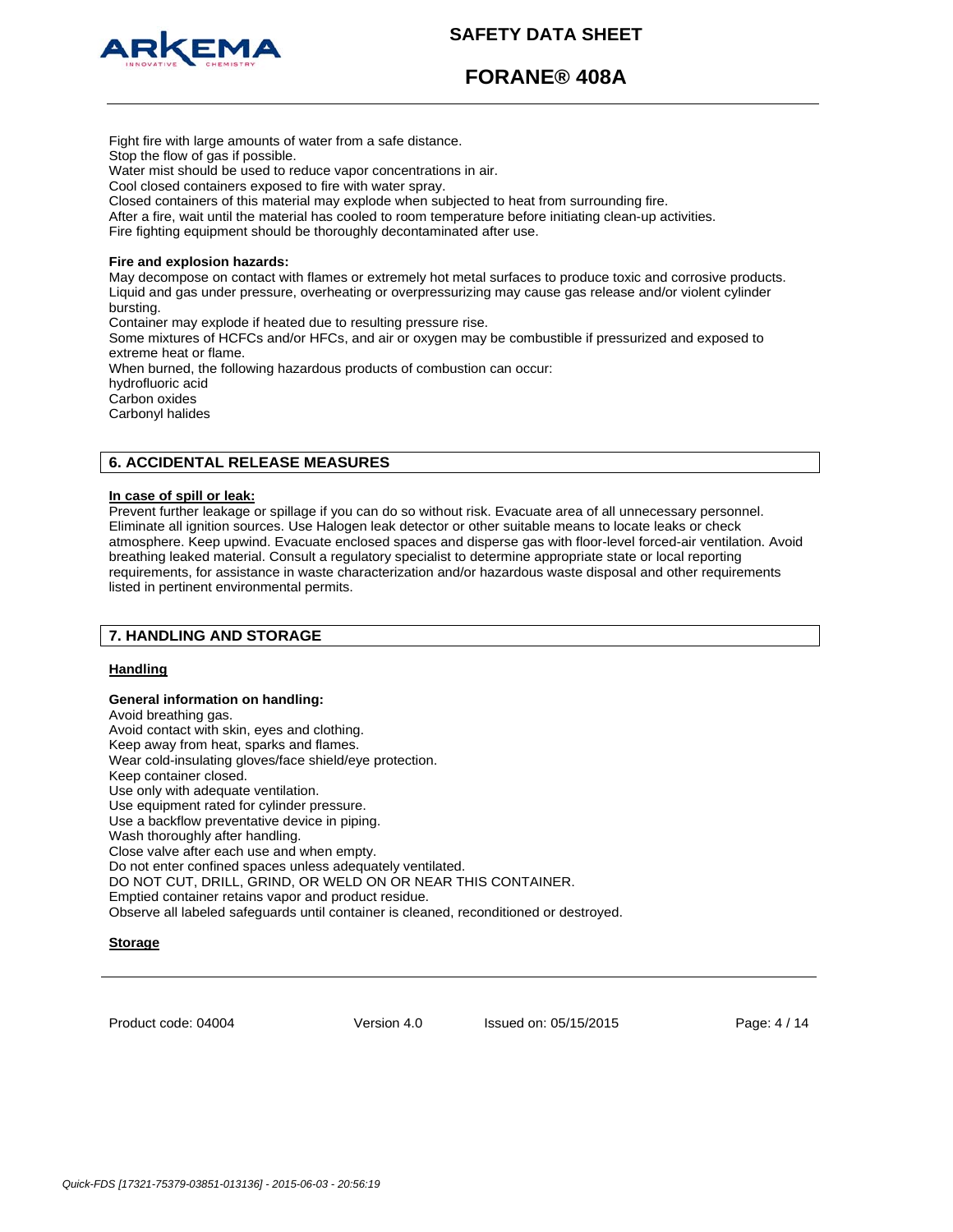Fight fire with large amounts of water from a safe distance.
Stop the flow of gas if possible.
Water mist should be used to reduce vapor concentrations in air.
Cool closed containers exposed to fire with water spray.
Closed containers of this material may explode when subjected to heat from surrounding fire.
After a fire, wait until the material has cooled to room temperature before initiating clean-up activities.
Fire fighting equipment should be thoroughly decontaminated after use.

**Fire and explosion hazards:**
May decompose on contact with flames or extremely hot metal surfaces to produce toxic and corrosive products.
Liquid and gas under pressure, overheating or overpressurizing may cause gas release and/or violent cylinder bursting.
Container may explode if heated due to resulting pressure rise.
Some mixtures of HCFCs and/or HFCs, and air or oxygen may be combustible if pressurized and exposed to extreme heat or flame.
When burned, the following hazardous products of combustion can occur:
hydrofluoric acid
Carbon oxides
Carbonyl halides

## 6. ACCIDENTAL RELEASE MEASURES

**In case of spill or leak:**
Prevent further leakage or spillage if you can do so without risk. Evacuate area of all unnecessary personnel. Eliminate all ignition sources. Use Halogen leak detector or other suitable means to locate leaks or check atmosphere. Keep upwind. Evacuate enclosed spaces and disperse gas with floor-level forced-air ventilation. Avoid breathing leaked material. Consult a regulatory specialist to determine appropriate state or local reporting requirements, for assistance in waste characterization and/or hazardous waste disposal and other requirements listed in pertinent environmental permits.

## 7. HANDLING AND STORAGE

**Handling**

**General information on handling:**
Avoid breathing gas.
Avoid contact with skin, eyes and clothing.
Keep away from heat, sparks and flames.
Wear cold-insulating gloves/face shield/eye protection.
Keep container closed.
Use only with adequate ventilation.
Use equipment rated for cylinder pressure.
Use a backflow preventative device in piping.
Wash thoroughly after handling.
Close valve after each use and when empty.
Do not enter confined spaces unless adequately ventilated.
DO NOT CUT, DRILL, GRIND, OR WELD ON OR NEAR THIS CONTAINER.
Emptied container retains vapor and product residue.
Observe all labeled safeguards until container is cleaned, reconditioned or destroyed.

**Storage**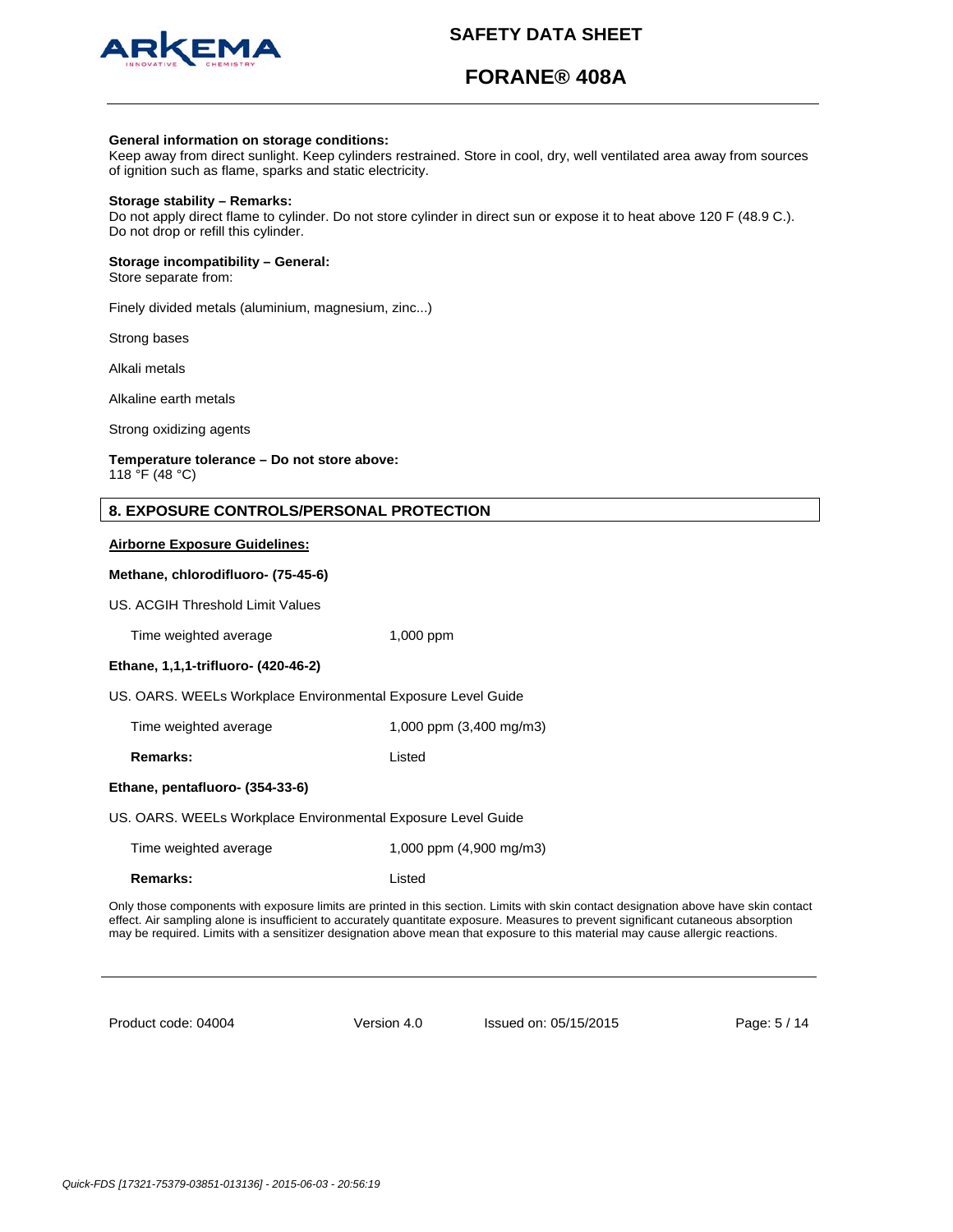**General information on storage conditions:**
Keep away from direct sunlight. Keep cylinders restrained. Store in cool, dry, well ventilated area away from sources of ignition such as flame, sparks and static electricity.

**Storage stability – Remarks:**
Do not apply direct flame to cylinder. Do not store cylinder in direct sun or expose it to heat above 120 F (48.9 C.). Do not drop or refill this cylinder.

**Storage incompatibility – General:**
Store separate from:

Finely divided metals (aluminium, magnesium, zinc...)

Strong bases

Alkali metals

Alkaline earth metals

Strong oxidizing agents

**Temperature tolerance – Do not store above:**
118 °F (48 °C)

## 8. EXPOSURE CONTROLS/PERSONAL PROTECTION

**Airborne Exposure Guidelines:**

**Methane, chlorodifluoro- (75-45-6)**

US. ACGIH Threshold Limit Values

| | |
|---|---|
| Time weighted average | 1,000 ppm |

**Ethane, 1,1,1-trifluoro- (420-46-2)**

US. OARS. WEELs Workplace Environmental Exposure Level Guide

| | |
|---|---|
| Time weighted average | 1,000 ppm (3,400 mg/m3) |
| **Remarks:** | Listed |

**Ethane, pentafluoro- (354-33-6)**

US. OARS. WEELs Workplace Environmental Exposure Level Guide

| | |
|---|---|
| Time weighted average | 1,000 ppm (4,900 mg/m3) |
| **Remarks:** | Listed |

Only those components with exposure limits are printed in this section. Limits with skin contact designation above have skin contact effect. Air sampling alone is insufficient to accurately quantitate exposure. Measures to prevent significant cutaneous absorption may be required. Limits with a sensitizer designation above mean that exposure to this material may cause allergic reactions.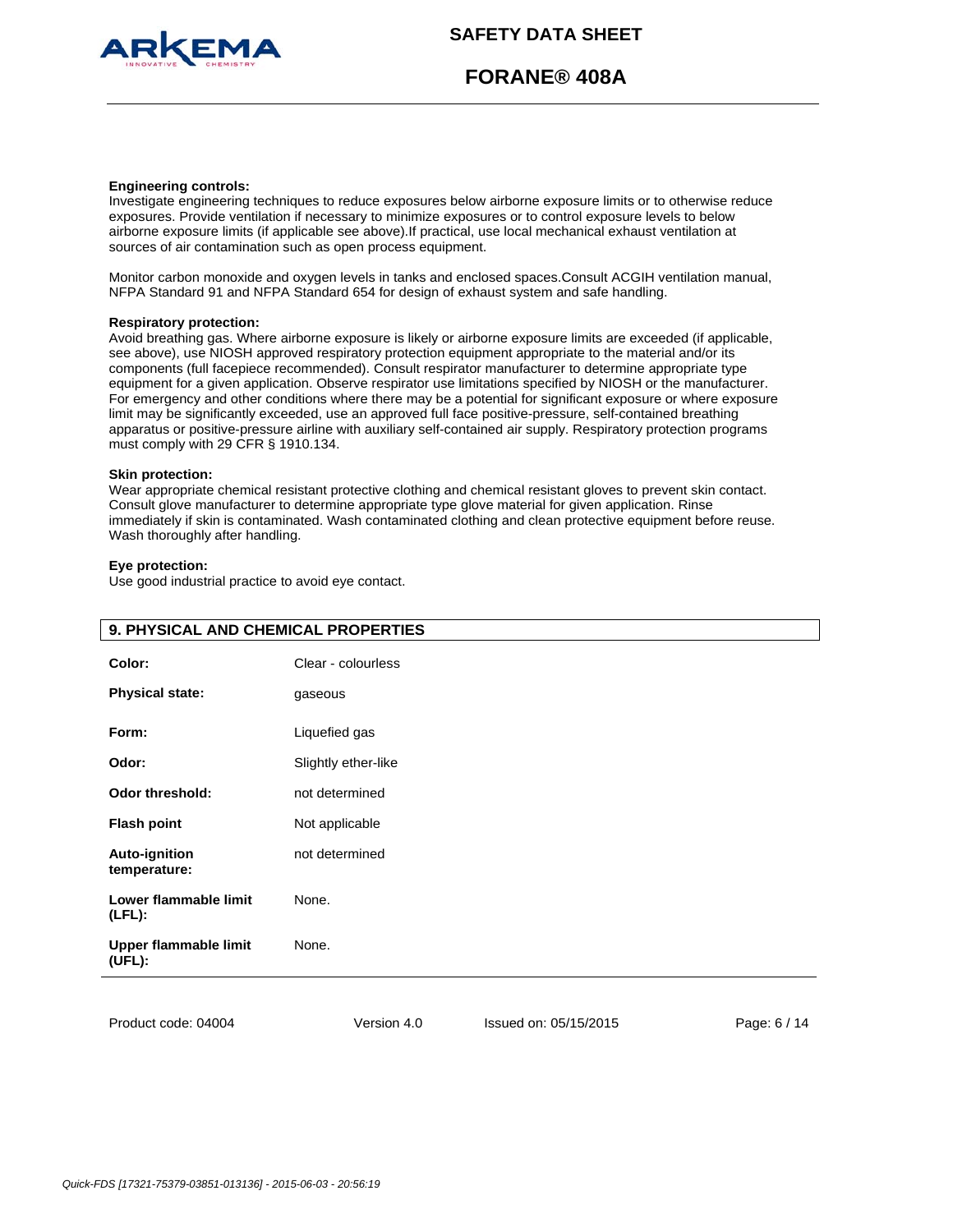**Engineering controls:**
Investigate engineering techniques to reduce exposures below airborne exposure limits or to otherwise reduce exposures. Provide ventilation if necessary to minimize exposures or to control exposure levels to below airborne exposure limits (if applicable see above).If practical, use local mechanical exhaust ventilation at sources of air contamination such as open process equipment.

Monitor carbon monoxide and oxygen levels in tanks and enclosed spaces.Consult ACGIH ventilation manual, NFPA Standard 91 and NFPA Standard 654 for design of exhaust system and safe handling.

**Respiratory protection:**
Avoid breathing gas. Where airborne exposure is likely or airborne exposure limits are exceeded (if applicable, see above), use NIOSH approved respiratory protection equipment appropriate to the material and/or its components (full facepiece recommended). Consult respirator manufacturer to determine appropriate type equipment for a given application. Observe respirator use limitations specified by NIOSH or the manufacturer. For emergency and other conditions where there may be a potential for significant exposure or where exposure limit may be significantly exceeded, use an approved full face positive-pressure, self-contained breathing apparatus or positive-pressure airline with auxiliary self-contained air supply. Respiratory protection programs must comply with 29 CFR § 1910.134.

**Skin protection:**
Wear appropriate chemical resistant protective clothing and chemical resistant gloves to prevent skin contact. Consult glove manufacturer to determine appropriate type glove material for given application. Rinse immediately if skin is contaminated. Wash contaminated clothing and clean protective equipment before reuse. Wash thoroughly after handling.

**Eye protection:**
Use good industrial practice to avoid eye contact.

## 9. PHYSICAL AND CHEMICAL PROPERTIES

| | |
|---|---|
| **Color:** | Clear - colourless |
| **Physical state:** | gaseous |
| **Form:** | Liquefied gas |
| **Odor:** | Slightly ether-like |
| **Odor threshold:** | not determined |
| **Flash point** | Not applicable |
| **Auto-ignition temperature:** | not determined |
| **Lower flammable limit (LFL):** | None. |
| **Upper flammable limit (UFL):** | None. |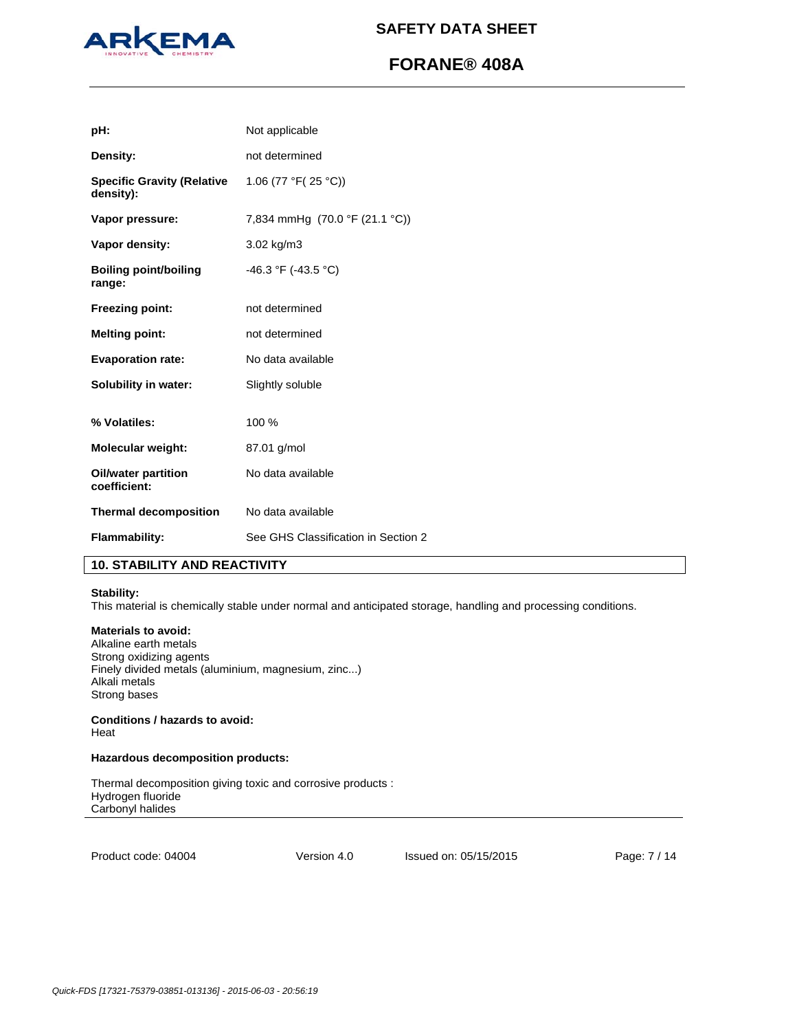| | |
|---|---|
| **pH:** | Not applicable |
| **Density:** | not determined |
| **Specific Gravity (Relative density):** | 1.06 (77 °F( 25 °C)) |
| **Vapor pressure:** | 7,834 mmHg (70.0 °F (21.1 °C)) |
| **Vapor density:** | 3.02 kg/m3 |
| **Boiling point/boiling range:** | -46.3 °F (-43.5 °C) |
| **Freezing point:** | not determined |
| **Melting point:** | not determined |
| **Evaporation rate:** | No data available |
| **Solubility in water:** | Slightly soluble |
| **% Volatiles:** | 100 % |
| **Molecular weight:** | 87.01 g/mol |
| **Oil/water partition coefficient:** | No data available |
| **Thermal decomposition** | No data available |
| **Flammability:** | See GHS Classification in Section 2 |

## 10. STABILITY AND REACTIVITY

**Stability:**
This material is chemically stable under normal and anticipated storage, handling and processing conditions.

**Materials to avoid:**
Alkaline earth metals
Strong oxidizing agents
Finely divided metals (aluminium, magnesium, zinc...)
Alkali metals
Strong bases

**Conditions / hazards to avoid:**
Heat

**Hazardous decomposition products:**

Thermal decomposition giving toxic and corrosive products :
Hydrogen fluoride
Carbonyl halides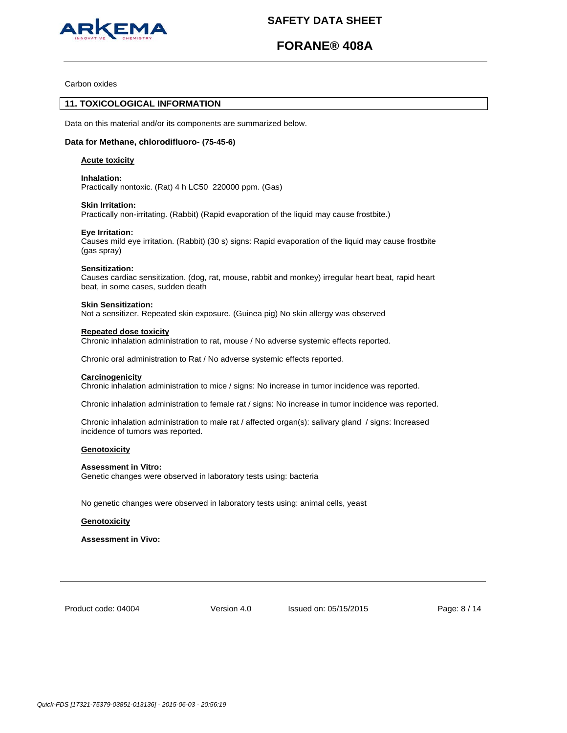Carbon oxides

## 11. TOXICOLOGICAL INFORMATION

Data on this material and/or its components are summarized below.

**Data for Methane, chlorodifluoro- (75-45-6)**

**Acute toxicity**

**Inhalation:**
Practically nontoxic. (Rat) 4 h LC50 220000 ppm. (Gas)

**Skin Irritation:**
Practically non-irritating. (Rabbit) (Rapid evaporation of the liquid may cause frostbite.)

**Eye Irritation:**
Causes mild eye irritation. (Rabbit) (30 s) signs: Rapid evaporation of the liquid may cause frostbite (gas spray)

**Sensitization:**
Causes cardiac sensitization. (dog, rat, mouse, rabbit and monkey) irregular heart beat, rapid heart beat, in some cases, sudden death

**Skin Sensitization:**
Not a sensitizer. Repeated skin exposure. (Guinea pig) No skin allergy was observed

**Repeated dose toxicity**
Chronic inhalation administration to rat, mouse / No adverse systemic effects reported.

Chronic oral administration to Rat / No adverse systemic effects reported.

**Carcinogenicity**
Chronic inhalation administration to mice / signs: No increase in tumor incidence was reported.

Chronic inhalation administration to female rat / signs: No increase in tumor incidence was reported.

Chronic inhalation administration to male rat / affected organ(s): salivary gland / signs: Increased incidence of tumors was reported.

**Genotoxicity**

**Assessment in Vitro:**
Genetic changes were observed in laboratory tests using: bacteria

No genetic changes were observed in laboratory tests using: animal cells, yeast

**Genotoxicity**

**Assessment in Vivo:**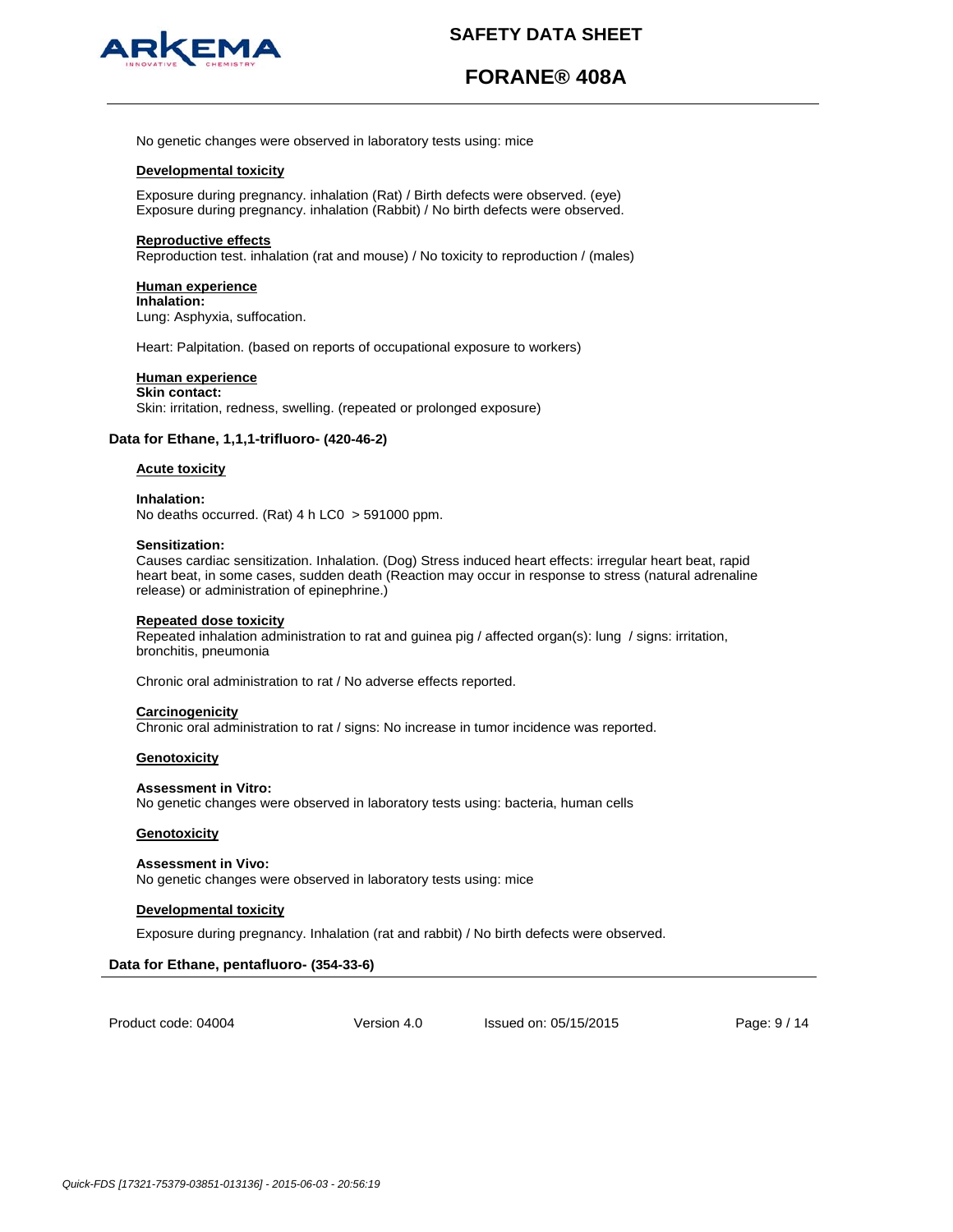No genetic changes were observed in laboratory tests using: mice

**Developmental toxicity**

Exposure during pregnancy. inhalation (Rat) / Birth defects were observed. (eye)
Exposure during pregnancy. inhalation (Rabbit) / No birth defects were observed.

**Reproductive effects**
Reproduction test. inhalation (rat and mouse) / No toxicity to reproduction / (males)

**Human experience**
**Inhalation:**
Lung: Asphyxia, suffocation.

Heart: Palpitation. (based on reports of occupational exposure to workers)

**Human experience**
**Skin contact:**
Skin: irritation, redness, swelling. (repeated or prolonged exposure)

### Data for Ethane, 1,1,1-trifluoro- (420-46-2)

**Acute toxicity**

**Inhalation:**
No deaths occurred. (Rat) 4 h LC0 > 591000 ppm.

**Sensitization:**
Causes cardiac sensitization. Inhalation. (Dog) Stress induced heart effects: irregular heart beat, rapid heart beat, in some cases, sudden death (Reaction may occur in response to stress (natural adrenaline release) or administration of epinephrine.)

**Repeated dose toxicity**
Repeated inhalation administration to rat and guinea pig / affected organ(s): lung / signs: irritation, bronchitis, pneumonia

Chronic oral administration to rat / No adverse effects reported.

**Carcinogenicity**
Chronic oral administration to rat / signs: No increase in tumor incidence was reported.

**Genotoxicity**

**Assessment in Vitro:**
No genetic changes were observed in laboratory tests using: bacteria, human cells

**Genotoxicity**

**Assessment in Vivo:**
No genetic changes were observed in laboratory tests using: mice

**Developmental toxicity**

Exposure during pregnancy. Inhalation (rat and rabbit) / No birth defects were observed.

### Data for Ethane, pentafluoro- (354-33-6)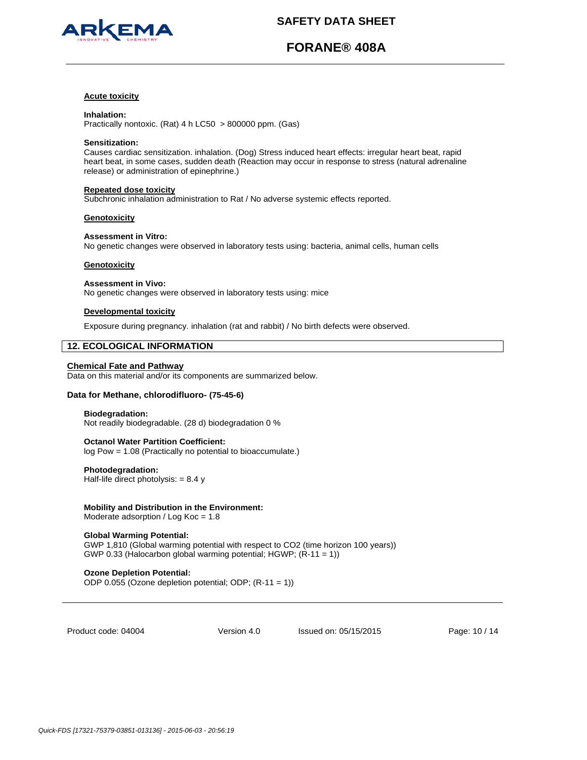**Acute toxicity**

**Inhalation:**
Practically nontoxic. (Rat) 4 h LC50 > 800000 ppm. (Gas)

**Sensitization:**
Causes cardiac sensitization. inhalation. (Dog) Stress induced heart effects: irregular heart beat, rapid heart beat, in some cases, sudden death (Reaction may occur in response to stress (natural adrenaline release) or administration of epinephrine.)

**Repeated dose toxicity**
Subchronic inhalation administration to Rat / No adverse systemic effects reported.

**Genotoxicity**

**Assessment in Vitro:**
No genetic changes were observed in laboratory tests using: bacteria, animal cells, human cells

**Genotoxicity**

**Assessment in Vivo:**
No genetic changes were observed in laboratory tests using: mice

**Developmental toxicity**

Exposure during pregnancy. inhalation (rat and rabbit) / No birth defects were observed.

## 12. ECOLOGICAL INFORMATION

**Chemical Fate and Pathway**
Data on this material and/or its components are summarized below.

**Data for Methane, chlorodifluoro- (75-45-6)**

**Biodegradation:**
Not readily biodegradable. (28 d) biodegradation 0 %

**Octanol Water Partition Coefficient:**
log Pow = 1.08 (Practically no potential to bioaccumulate.)

**Photodegradation:**
Half-life direct photolysis: = 8.4 y

**Mobility and Distribution in the Environment:**
Moderate adsorption / Log Koc = 1.8

**Global Warming Potential:**
GWP 1,810 (Global warming potential with respect to $CO_2$ (time horizon 100 years))
GWP 0.33 (Halocarbon global warming potential; HGWP; (R-11 = 1))

**Ozone Depletion Potential:**
ODP 0.055 (Ozone depletion potential; ODP; (R-11 = 1))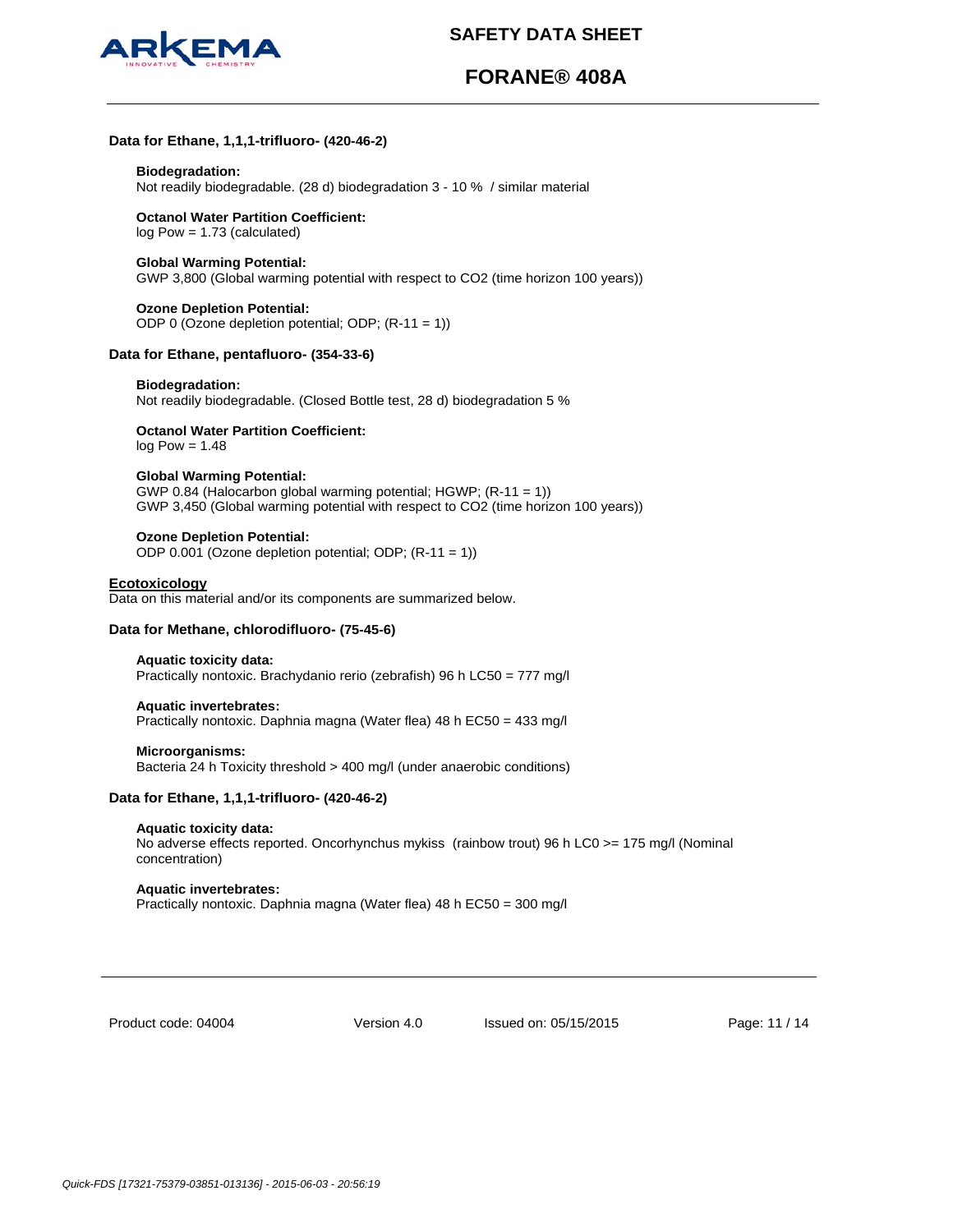#### Data for Ethane, 1,1,1-trifluoro- (420-46-2)

**Biodegradation:**
Not readily biodegradable. (28 d) biodegradation 3 - 10 %  / similar material

**Octanol Water Partition Coefficient:**
log Pow = 1.73 (calculated)

**Global Warming Potential:**
GWP 3,800 (Global warming potential with respect to $CO_2$ (time horizon 100 years))

**Ozone Depletion Potential:**
ODP 0 (Ozone depletion potential; ODP; (R-11 = 1))

#### Data for Ethane, pentafluoro- (354-33-6)

**Biodegradation:**
Not readily biodegradable. (Closed Bottle test, 28 d) biodegradation 5 %

**Octanol Water Partition Coefficient:**
log Pow = 1.48

**Global Warming Potential:**
GWP 0.84 (Halocarbon global warming potential; HGWP; (R-11 = 1))
GWP 3,450 (Global warming potential with respect to $CO_2$ (time horizon 100 years))

**Ozone Depletion Potential:**
ODP 0.001 (Ozone depletion potential; ODP; (R-11 = 1))

### Ecotoxicology

Data on this material and/or its components are summarized below.

#### Data for Methane, chlorodifluoro- (75-45-6)

**Aquatic toxicity data:**
Practically nontoxic. Brachydanio rerio (zebrafish) 96 h LC50 = 777 mg/l

**Aquatic invertebrates:**
Practically nontoxic. Daphnia magna (Water flea) 48 h EC50 = 433 mg/l

**Microorganisms:**
Bacteria 24 h Toxicity threshold > 400 mg/l (under anaerobic conditions)

#### Data for Ethane, 1,1,1-trifluoro- (420-46-2)

**Aquatic toxicity data:**
No adverse effects reported. Oncorhynchus mykiss  (rainbow trout) 96 h LC0 >= 175 mg/l (Nominal concentration)

**Aquatic invertebrates:**
Practically nontoxic. Daphnia magna (Water flea) 48 h EC50 = 300 mg/l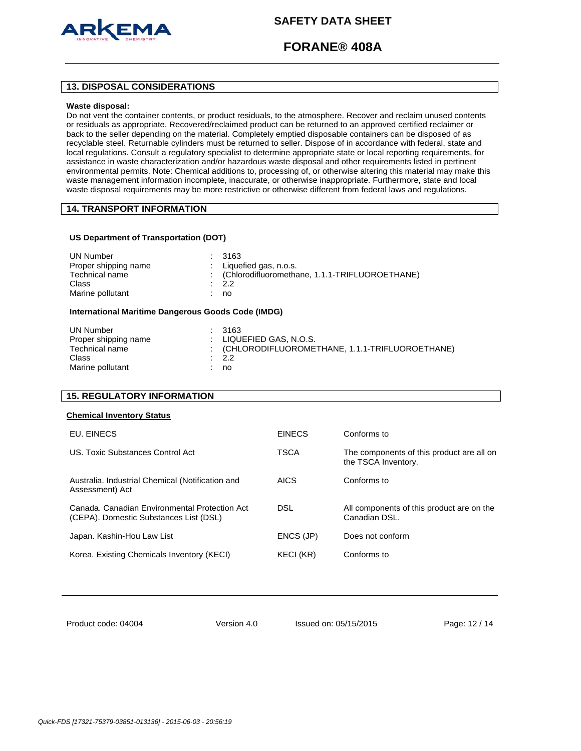## 13. DISPOSAL CONSIDERATIONS

**Waste disposal:**

Do not vent the container contents, or product residuals, to the atmosphere. Recover and reclaim unused contents or residuals as appropriate. Recovered/reclaimed product can be returned to an approved certified reclaimer or back to the seller depending on the material. Completely emptied disposable containers can be disposed of as recyclable steel. Returnable cylinders must be returned to seller. Dispose of in accordance with federal, state and local regulations. Consult a regulatory specialist to determine appropriate state or local reporting requirements, for assistance in waste characterization and/or hazardous waste disposal and other requirements listed in pertinent environmental permits. Note: Chemical additions to, processing of, or otherwise altering this material may make this waste management information incomplete, inaccurate, or otherwise inappropriate. Furthermore, state and local waste disposal requirements may be more restrictive or otherwise different from federal laws and regulations.

## 14. TRANSPORT INFORMATION

**US Department of Transportation (DOT)**

| | | |
|---|---|---|
| UN Number | : | 3163 |
| Proper shipping name | : | Liquefied gas, n.o.s. |
| Technical name | : | (Chlorodifluoromethane, 1.1.1-TRIFLUOROETHANE) |
| Class | : | 2.2 |
| Marine pollutant | : | no |

**International Maritime Dangerous Goods Code (IMDG)**

| | | |
|---|---|---|
| UN Number | : | 3163 |
| Proper shipping name | : | LIQUEFIED GAS, N.O.S. |
| Technical name | : | (CHLORODIFLUOROMETHANE, 1.1.1-TRIFLUOROETHANE) |
| Class | : | 2.2 |
| Marine pollutant | : | no |

## 15. REGULATORY INFORMATION

**Chemical Inventory Status**

| | | |
|---|---|---|
| EU. EINECS | EINECS | Conforms to |
| US. Toxic Substances Control Act | TSCA | The components of this product are all on the TSCA Inventory. |
| Australia. Industrial Chemical (Notification and Assessment) Act | AICS | Conforms to |
| Canada. Canadian Environmental Protection Act (CEPA). Domestic Substances List (DSL) | DSL | All components of this product are on the Canadian DSL. |
| Japan. Kashin-Hou Law List | ENCS (JP) | Does not conform |
| Korea. Existing Chemicals Inventory (KECI) | KECI (KR) | Conforms to |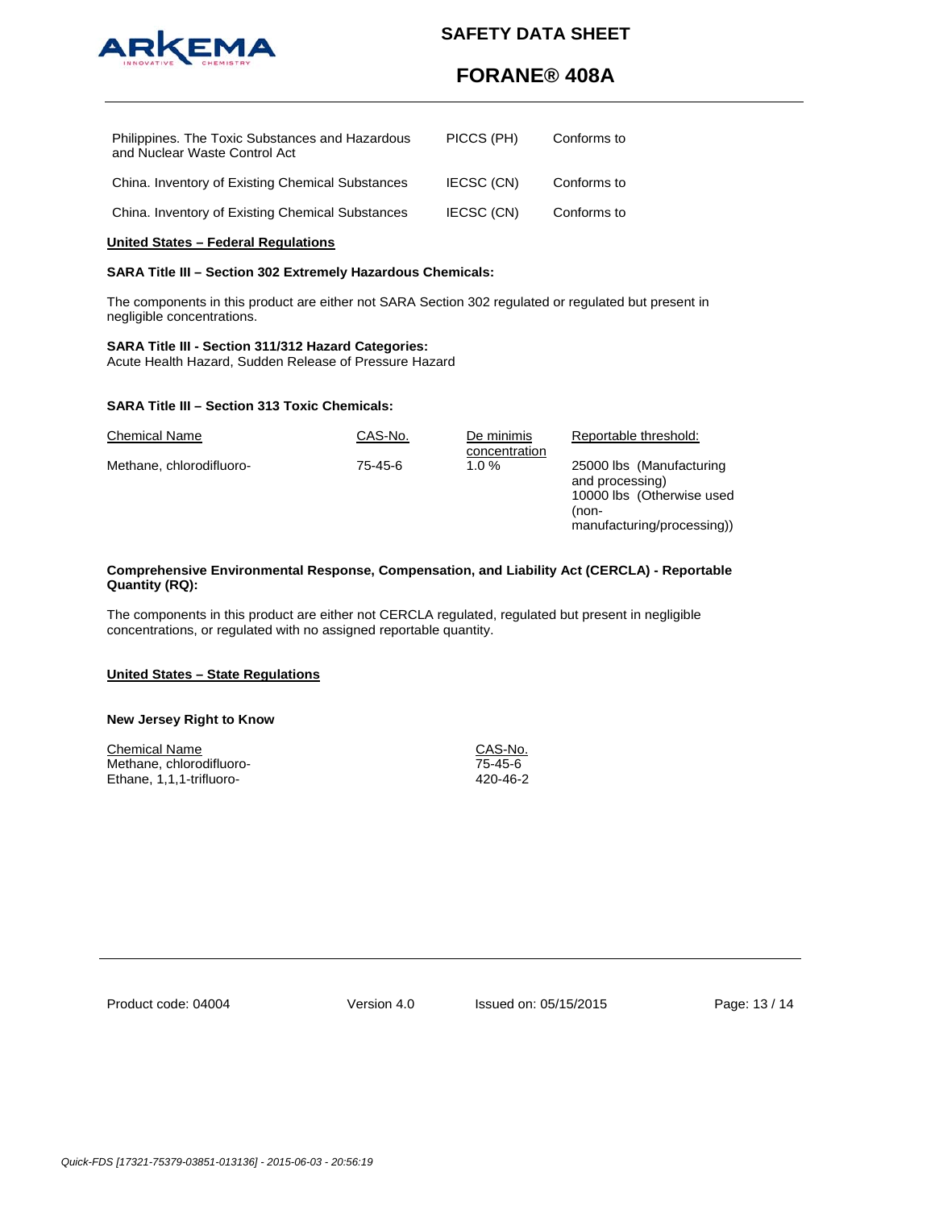| | | |
|---|---|---|
| Philippines. The Toxic Substances and Hazardous and Nuclear Waste Control Act | PICCS (PH) | Conforms to |
| China. Inventory of Existing Chemical Substances | IECSC (CN) | Conforms to |
| China. Inventory of Existing Chemical Substances | IECSC (CN) | Conforms to |

## United States – Federal Regulations

**SARA Title III – Section 302 Extremely Hazardous Chemicals:**

The components in this product are either not SARA Section 302 regulated or regulated but present in negligible concentrations.

**SARA Title III - Section 311/312 Hazard Categories:**
Acute Health Hazard, Sudden Release of Pressure Hazard

**SARA Title III – Section 313 Toxic Chemicals:**

| Chemical Name | CAS-No. | De minimis concentration | Reportable threshold: |
|---|---|---|---|
| Methane, chlorodifluoro- | 75-45-6 | 1.0 % | 25000 lbs (Manufacturing and processing)<br>10000 lbs (Otherwise used (non-manufacturing/processing)) |

**Comprehensive Environmental Response, Compensation, and Liability Act (CERCLA) - Reportable Quantity (RQ):**

The components in this product are either not CERCLA regulated, regulated but present in negligible concentrations, or regulated with no assigned reportable quantity.

## United States – State Regulations

**New Jersey Right to Know**

| Chemical Name | CAS-No. |
|---|---|
| Methane, chlorodifluoro- | 75-45-6 |
| Ethane, 1,1,1-trifluoro- | 420-46-2 |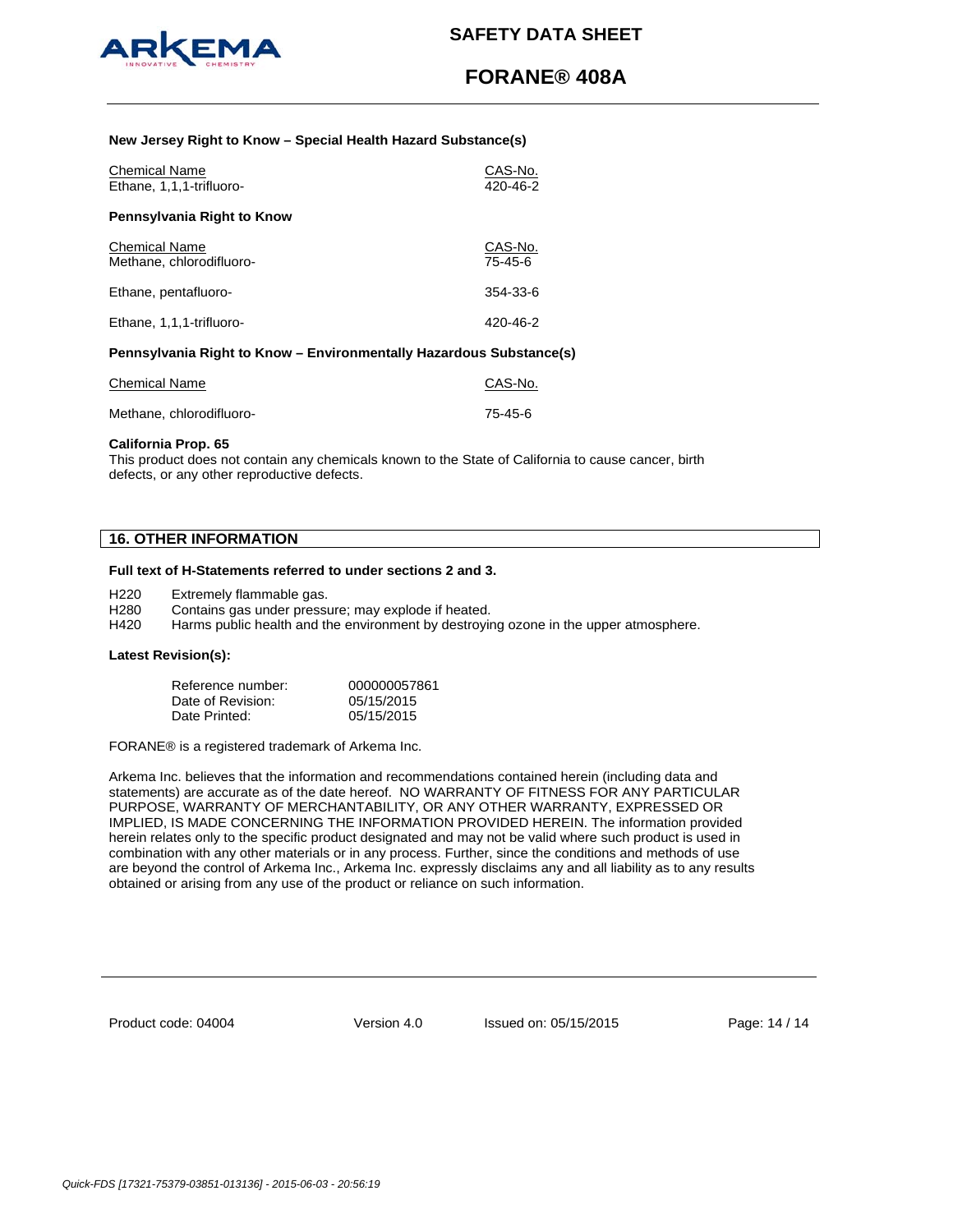**New Jersey Right to Know – Special Health Hazard Substance(s)**

| Chemical Name | CAS-No. |
| --- | --- |
| Ethane, 1,1,1-trifluoro- | 420-46-2 |

**Pennsylvania Right to Know**

| Chemical Name | CAS-No. |
| --- | --- |
| Methane, chlorodifluoro- | 75-45-6 |
| Ethane, pentafluoro- | 354-33-6 |
| Ethane, 1,1,1-trifluoro- | 420-46-2 |

**Pennsylvania Right to Know – Environmentally Hazardous Substance(s)**

| Chemical Name | CAS-No. |
| --- | --- |
| Methane, chlorodifluoro- | 75-45-6 |

**California Prop. 65**

This product does not contain any chemicals known to the State of California to cause cancer, birth defects, or any other reproductive defects.

## 16. OTHER INFORMATION

**Full text of H-Statements referred to under sections 2 and 3.**

H220 Extremely flammable gas.
H280 Contains gas under pressure; may explode if heated.
H420 Harms public health and the environment by destroying ozone in the upper atmosphere.

**Latest Revision(s):**

| | |
| --- | --- |
| Reference number: | 000000057861 |
| Date of Revision: | 05/15/2015 |
| Date Printed: | 05/15/2015 |

FORANE® is a registered trademark of Arkema Inc.

Arkema Inc. believes that the information and recommendations contained herein (including data and statements) are accurate as of the date hereof. NO WARRANTY OF FITNESS FOR ANY PARTICULAR PURPOSE, WARRANTY OF MERCHANTABILITY, OR ANY OTHER WARRANTY, EXPRESSED OR IMPLIED, IS MADE CONCERNING THE INFORMATION PROVIDED HEREIN. The information provided herein relates only to the specific product designated and may not be valid where such product is used in combination with any other materials or in any process. Further, since the conditions and methods of use are beyond the control of Arkema Inc., Arkema Inc. expressly disclaims any and all liability as to any results obtained or arising from any use of the product or reliance on such information.